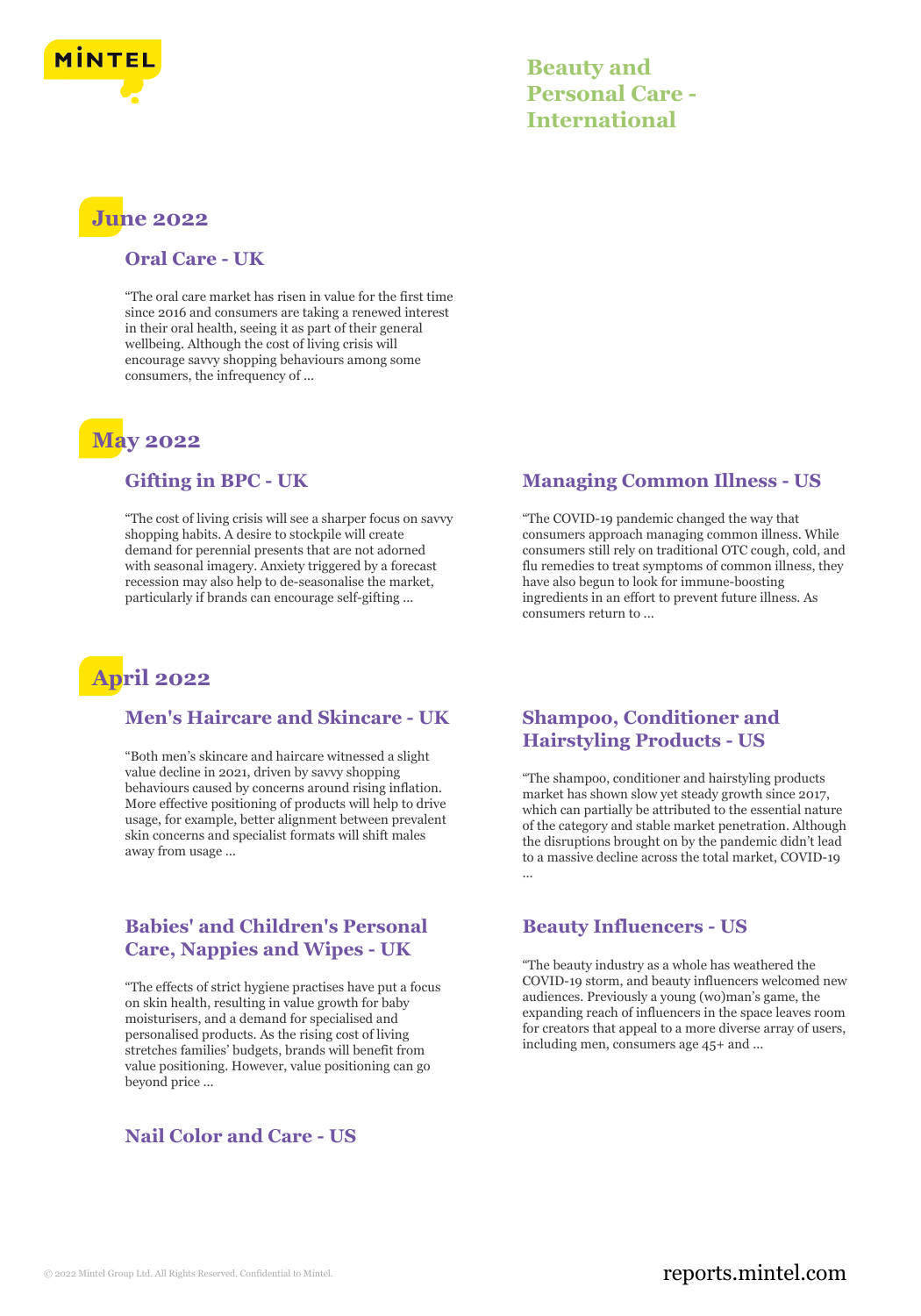# Beauty and Personal Care - International

## June 2022

### Oral Care - UK

"The oral care market has risen in value for the first time since 2016 and consumers are taking a renewed interest in their oral health, seeing it as part of their general wellbeing. Although the cost of living crisis will encourage savvy shopping behaviours among some consumers, the infrequency of ...

## May 2022

### Gifting in BPC - UK

"The cost of living crisis will see a sharper focus on savvy shopping habits. A desire to stockpile will create demand for perennial presents that are not adorned with seasonal imagery. Anxiety triggered by a forecast recession may also help to de-seasonalise the market, particularly if brands can encourage self-gifting ...

### Managing Common Illness - US

"The COVID-19 pandemic changed the way that consumers approach managing common illness. While consumers still rely on traditional OTC cough, cold, and flu remedies to treat symptoms of common illness, they have also begun to look for immune-boosting ingredients in an effort to prevent future illness. As consumers return to ...

## April 2022

### Men's Haircare and Skincare - UK

"Both men's skincare and haircare witnessed a slight value decline in 2021, driven by savvy shopping behaviours caused by concerns around rising inflation. More effective positioning of products will help to drive usage, for example, better alignment between prevalent skin concerns and specialist formats will shift males away from usage ...

### Babies' and Children's Personal Care, Nappies and Wipes - UK

"The effects of strict hygiene practises have put a focus on skin health, resulting in value growth for baby moisturisers, and a demand for specialised and personalised products. As the rising cost of living stretches families' budgets, brands will benefit from value positioning. However, value positioning can go beyond price ...

### Nail Color and Care - US

### Shampoo, Conditioner and Hairstyling Products - US

"The shampoo, conditioner and hairstyling products market has shown slow yet steady growth since 2017, which can partially be attributed to the essential nature of the category and stable market penetration. Although the disruptions brought on by the pandemic didn't lead to a massive decline across the total market, COVID-19 ...

### Beauty Influencers - US

"The beauty industry as a whole has weathered the COVID-19 storm, and beauty influencers welcomed new audiences. Previously a young (wo)man's game, the expanding reach of influencers in the space leaves room for creators that appeal to a more diverse array of users, including men, consumers age 45+ and ...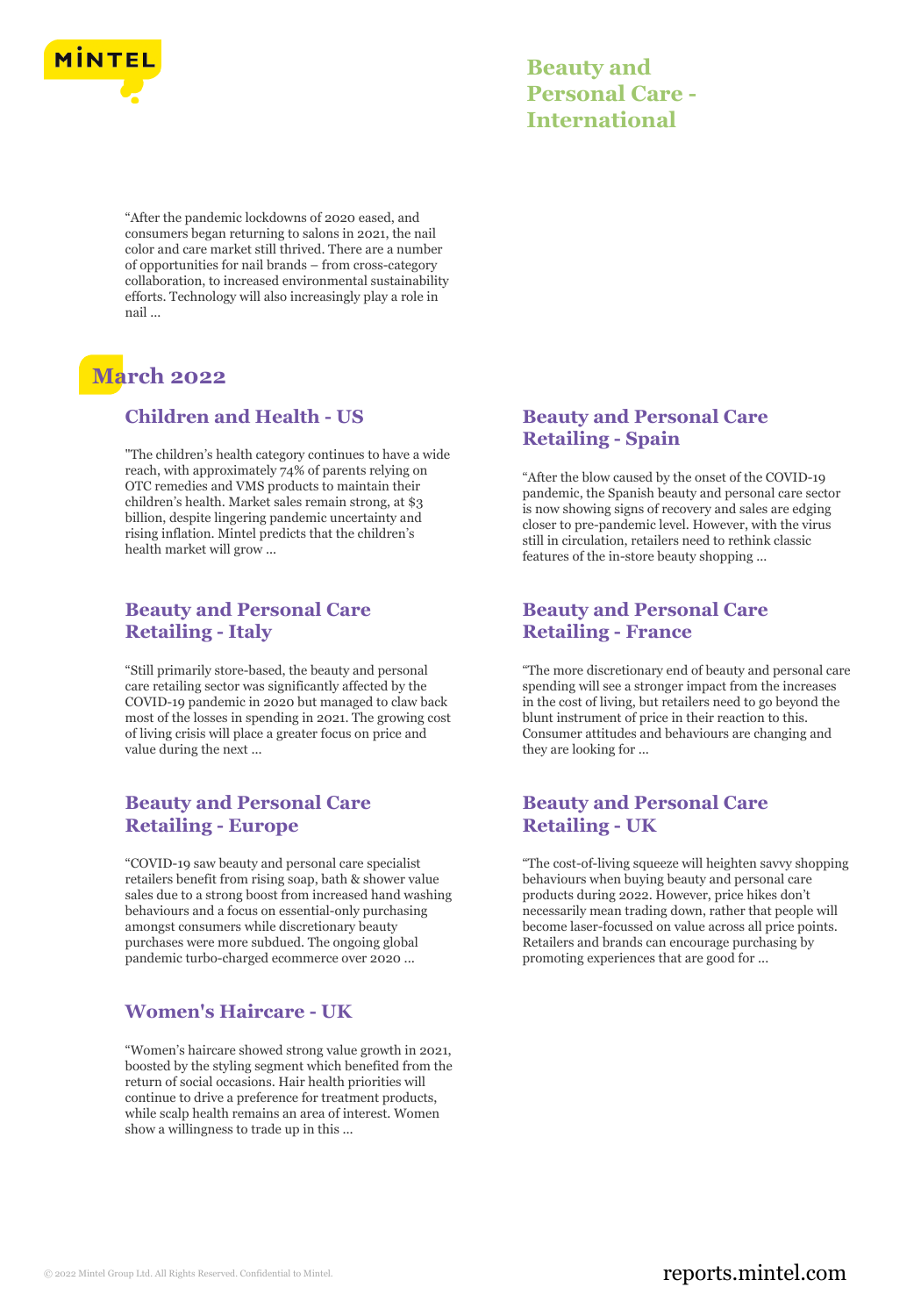"After the pandemic lockdowns of 2020 eased, and consumers began returning to salons in 2021, the nail color and care market still thrived. There are a number of opportunities for nail brands – from cross-category collaboration, to increased environmental sustainability efforts. Technology will also increasingly play a role in nail ...

## March 2022

### Children and Health - US

"The children's health category continues to have a wide reach, with approximately 74% of parents relying on OTC remedies and VMS products to maintain their children's health. Market sales remain strong, at $3 billion, despite lingering pandemic uncertainty and rising inflation. Mintel predicts that the children's health market will grow ...

### Beauty and Personal Care Retailing - Italy

"Still primarily store-based, the beauty and personal care retailing sector was significantly affected by the COVID-19 pandemic in 2020 but managed to claw back most of the losses in spending in 2021. The growing cost of living crisis will place a greater focus on price and value during the next ...

### Beauty and Personal Care Retailing - Europe

"COVID-19 saw beauty and personal care specialist retailers benefit from rising soap, bath & shower value sales due to a strong boost from increased hand washing behaviours and a focus on essential-only purchasing amongst consumers while discretionary beauty purchases were more subdued. The ongoing global pandemic turbo-charged ecommerce over 2020 ...

### Women's Haircare - UK

"Women's haircare showed strong value growth in 2021, boosted by the styling segment which benefited from the return of social occasions. Hair health priorities will continue to drive a preference for treatment products, while scalp health remains an area of interest. Women show a willingness to trade up in this ...

### Beauty and Personal Care Retailing - Spain

"After the blow caused by the onset of the COVID-19 pandemic, the Spanish beauty and personal care sector is now showing signs of recovery and sales are edging closer to pre-pandemic level. However, with the virus still in circulation, retailers need to rethink classic features of the in-store beauty shopping ...

### Beauty and Personal Care Retailing - France

"The more discretionary end of beauty and personal care spending will see a stronger impact from the increases in the cost of living, but retailers need to go beyond the blunt instrument of price in their reaction to this. Consumer attitudes and behaviours are changing and they are looking for ...

### Beauty and Personal Care Retailing - UK

"The cost-of-living squeeze will heighten savvy shopping behaviours when buying beauty and personal care products during 2022. However, price hikes don't necessarily mean trading down, rather that people will become laser-focussed on value across all price points. Retailers and brands can encourage purchasing by promoting experiences that are good for ...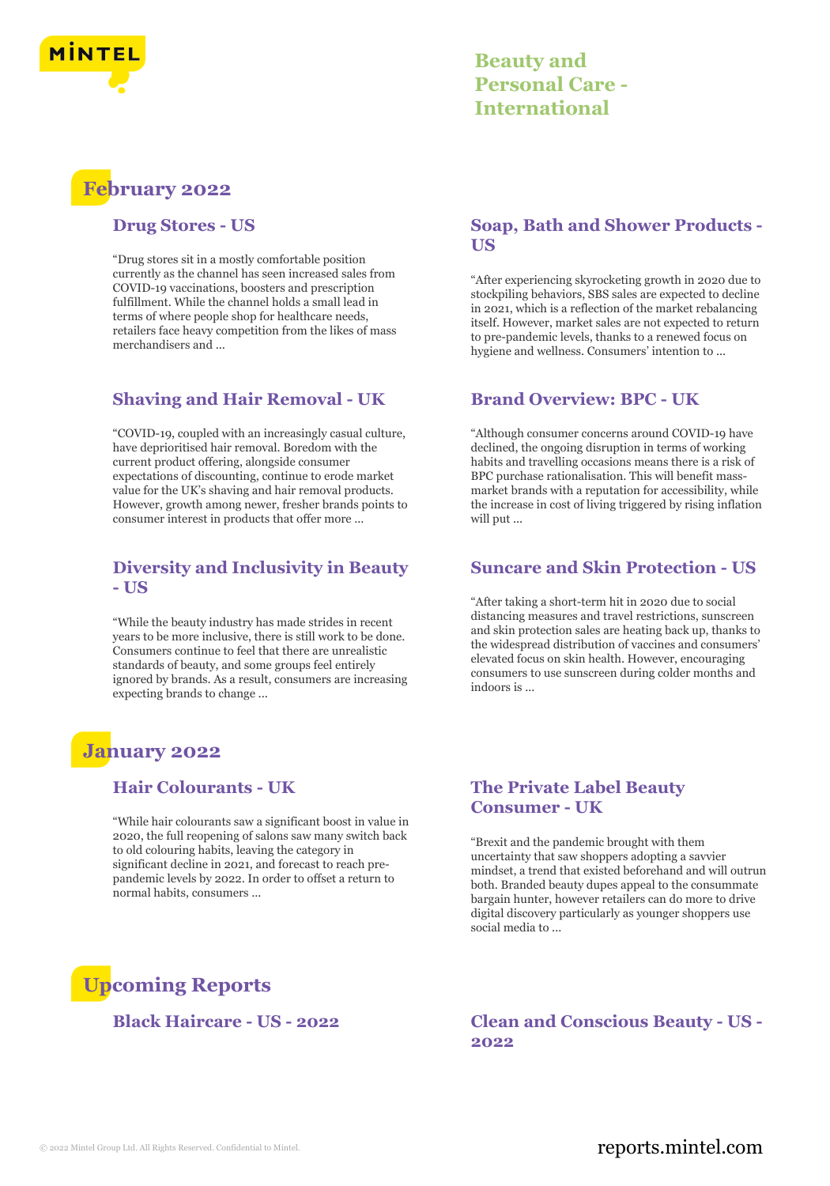# Beauty and Personal Care - International

## February 2022

### Drug Stores - US

"Drug stores sit in a mostly comfortable position currently as the channel has seen increased sales from COVID-19 vaccinations, boosters and prescription fulfillment. While the channel holds a small lead in terms of where people shop for healthcare needs, retailers face heavy competition from the likes of mass merchandisers and ...

### Soap, Bath and Shower Products - US

"After experiencing skyrocketing growth in 2020 due to stockpiling behaviors, SBS sales are expected to decline in 2021, which is a reflection of the market rebalancing itself. However, market sales are not expected to return to pre-pandemic levels, thanks to a renewed focus on hygiene and wellness. Consumers' intention to ...

### Shaving and Hair Removal - UK

"COVID-19, coupled with an increasingly casual culture, have deprioritised hair removal. Boredom with the current product offering, alongside consumer expectations of discounting, continue to erode market value for the UK's shaving and hair removal products. However, growth among newer, fresher brands points to consumer interest in products that offer more ...

### Brand Overview: BPC - UK

"Although consumer concerns around COVID-19 have declined, the ongoing disruption in terms of working habits and travelling occasions means there is a risk of BPC purchase rationalisation. This will benefit mass-market brands with a reputation for accessibility, while the increase in cost of living triggered by rising inflation will put ...

### Diversity and Inclusivity in Beauty - US

"While the beauty industry has made strides in recent years to be more inclusive, there is still work to be done. Consumers continue to feel that there are unrealistic standards of beauty, and some groups feel entirely ignored by brands. As a result, consumers are increasing expecting brands to change ...

### Suncare and Skin Protection - US

"After taking a short-term hit in 2020 due to social distancing measures and travel restrictions, sunscreen and skin protection sales are heating back up, thanks to the widespread distribution of vaccines and consumers' elevated focus on skin health. However, encouraging consumers to use sunscreen during colder months and indoors is ...

## January 2022

### Hair Colourants - UK

"While hair colourants saw a significant boost in value in 2020, the full reopening of salons saw many switch back to old colouring habits, leaving the category in significant decline in 2021, and forecast to reach pre-pandemic levels by 2022. In order to offset a return to normal habits, consumers ...

### The Private Label Beauty Consumer - UK

"Brexit and the pandemic brought with them uncertainty that saw shoppers adopting a savvier mindset, a trend that existed beforehand and will outrun both. Branded beauty dupes appeal to the consummate bargain hunter, however retailers can do more to drive digital discovery particularly as younger shoppers use social media to ...

## Upcoming Reports

### Black Haircare - US - 2022

### Clean and Conscious Beauty - US - 2022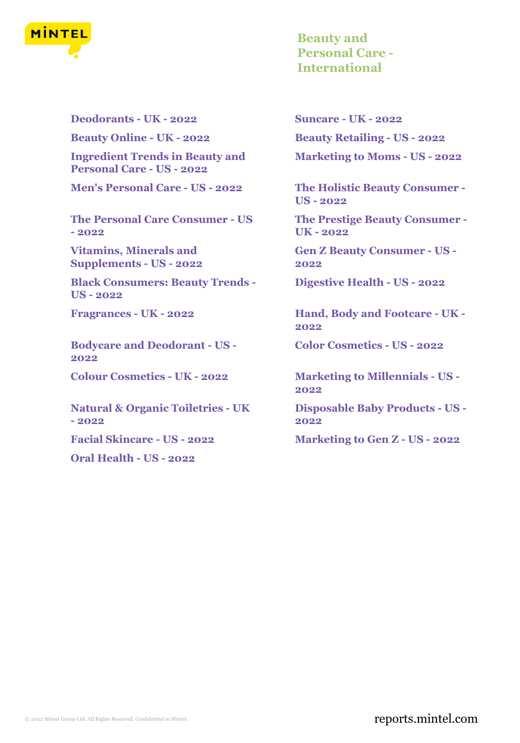# Beauty and Personal Care - International

- Deodorants - UK - 2022
- Beauty Online - UK - 2022
- Ingredient Trends in Beauty and Personal Care - US - 2022
- Men's Personal Care - US - 2022
- The Personal Care Consumer - US - 2022
- Vitamins, Minerals and Supplements - US - 2022
- Black Consumers: Beauty Trends - US - 2022
- Fragrances - UK - 2022
- Bodycare and Deodorant - US - 2022
- Colour Cosmetics - UK - 2022
- Natural & Organic Toiletries - UK - 2022
- Facial Skincare - US - 2022
- Oral Health - US - 2022
- Suncare - UK - 2022
- Beauty Retailing - US - 2022
- Marketing to Moms - US - 2022
- The Holistic Beauty Consumer - US - 2022
- The Prestige Beauty Consumer - UK - 2022
- Gen Z Beauty Consumer - US - 2022
- Digestive Health - US - 2022
- Hand, Body and Footcare - UK - 2022
- Color Cosmetics - US - 2022
- Marketing to Millennials - US - 2022
- Disposable Baby Products - US - 2022
- Marketing to Gen Z - US - 2022